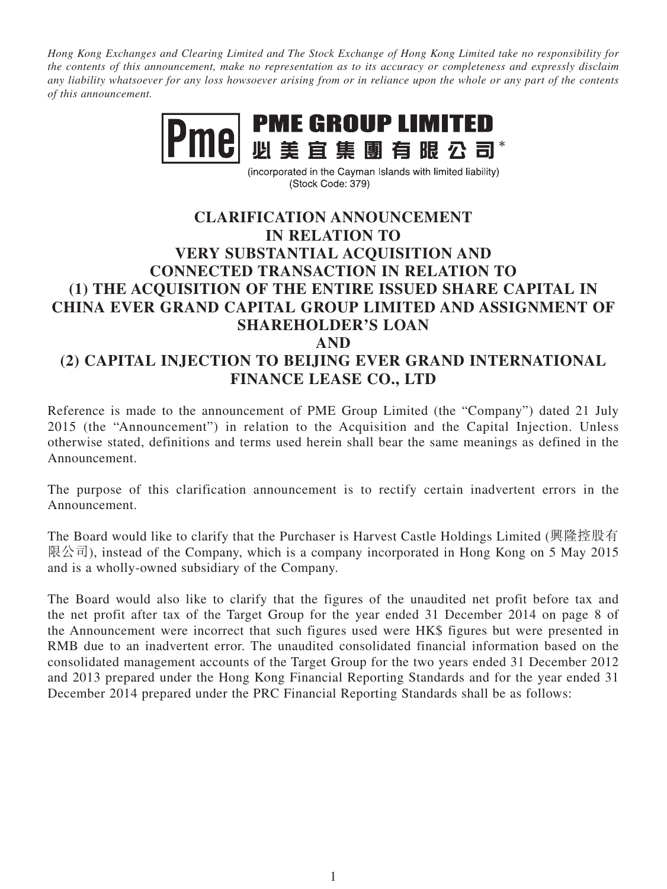*Hong Kong Exchanges and Clearing Limited and The Stock Exchange of Hong Kong Limited take no responsibility for the contents of this announcement, make no representation as to its accuracy or completeness and expressly disclaim any liability whatsoever for any loss howsoever arising from or in reliance upon the whole or any part of the contents of this announcement.*

# PME GROUP LIMITED
# 必美宜集團有限公司*

(incorporated in the Cayman Islands with limited liability)
(Stock Code: 379)

## CLARIFICATION ANNOUNCEMENT IN RELATION TO VERY SUBSTANTIAL ACQUISITION AND CONNECTED TRANSACTION IN RELATION TO (1) THE ACQUISITION OF THE ENTIRE ISSUED SHARE CAPITAL IN CHINA EVER GRAND CAPITAL GROUP LIMITED AND ASSIGNMENT OF SHAREHOLDER'S LOAN AND (2) CAPITAL INJECTION TO BEIJING EVER GRAND INTERNATIONAL FINANCE LEASE CO., LTD

Reference is made to the announcement of PME Group Limited (the "Company") dated 21 July 2015 (the "Announcement") in relation to the Acquisition and the Capital Injection. Unless otherwise stated, definitions and terms used herein shall bear the same meanings as defined in the Announcement.

The purpose of this clarification announcement is to rectify certain inadvertent errors in the Announcement.

The Board would like to clarify that the Purchaser is Harvest Castle Holdings Limited (興隆控股有限公司), instead of the Company, which is a company incorporated in Hong Kong on 5 May 2015 and is a wholly-owned subsidiary of the Company.

The Board would also like to clarify that the figures of the unaudited net profit before tax and the net profit after tax of the Target Group for the year ended 31 December 2014 on page 8 of the Announcement were incorrect that such figures used were HK$ figures but were presented in RMB due to an inadvertent error. The unaudited consolidated financial information based on the consolidated management accounts of the Target Group for the two years ended 31 December 2012 and 2013 prepared under the Hong Kong Financial Reporting Standards and for the year ended 31 December 2014 prepared under the PRC Financial Reporting Standards shall be as follows: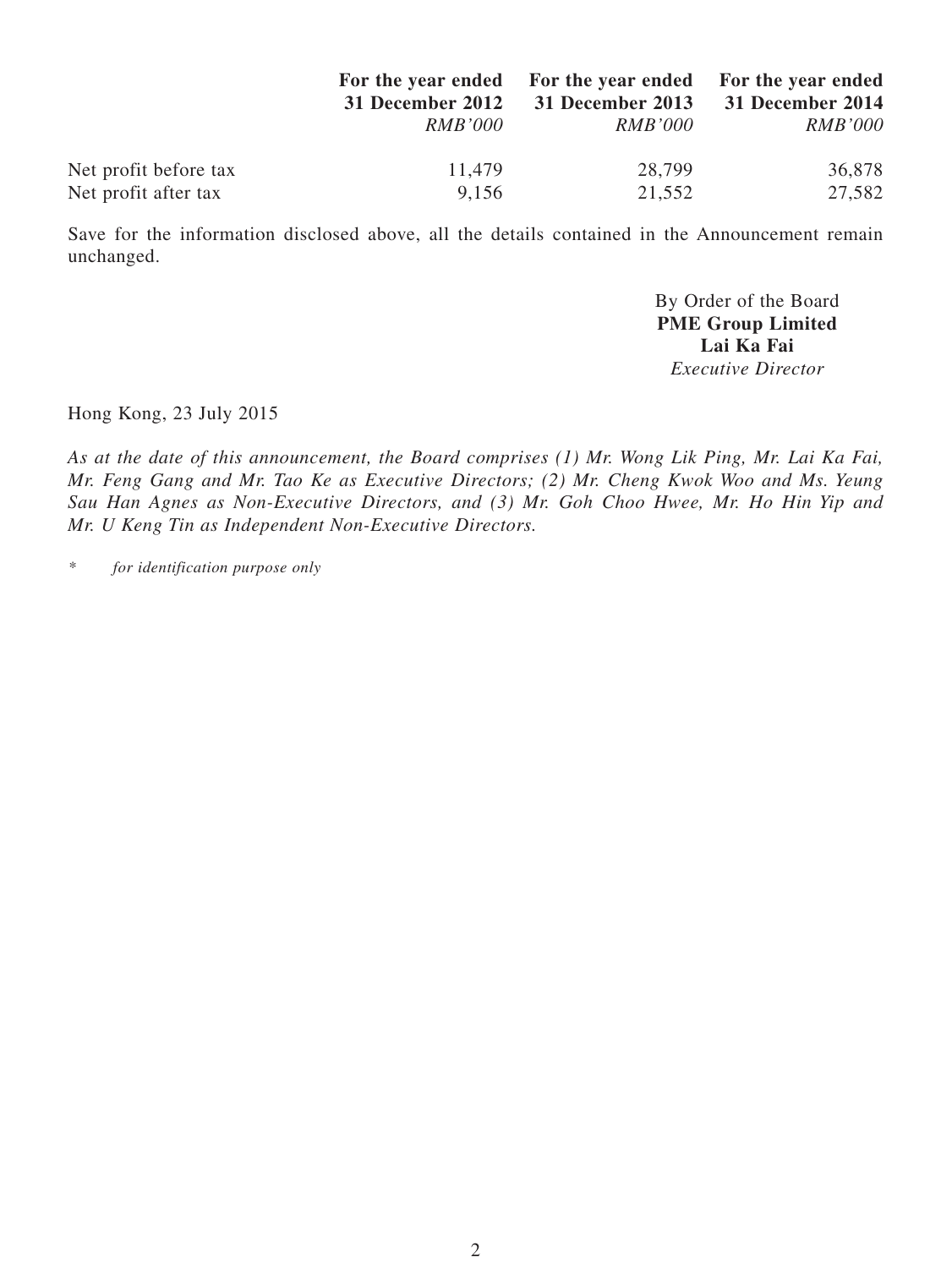| | For the year ended 31 December 2012 *RMB'000* | For the year ended 31 December 2013 *RMB'000* | For the year ended 31 December 2014 *RMB'000* |
|---|---|---|---|
| Net profit before tax | 11,479 | 28,799 | 36,878 |
| Net profit after tax | 9,156 | 21,552 | 27,582 |

Save for the information disclosed above, all the details contained in the Announcement remain unchanged.

By Order of the Board
**PME Group Limited**
**Lai Ka Fai**
*Executive Director*

Hong Kong, 23 July 2015

*As at the date of this announcement, the Board comprises (1) Mr. Wong Lik Ping, Mr. Lai Ka Fai, Mr. Feng Gang and Mr. Tao Ke as Executive Directors; (2) Mr. Cheng Kwok Woo and Ms. Yeung Sau Han Agnes as Non-Executive Directors, and (3) Mr. Goh Choo Hwee, Mr. Ho Hin Yip and Mr. U Keng Tin as Independent Non-Executive Directors.*

\* *for identification purpose only*